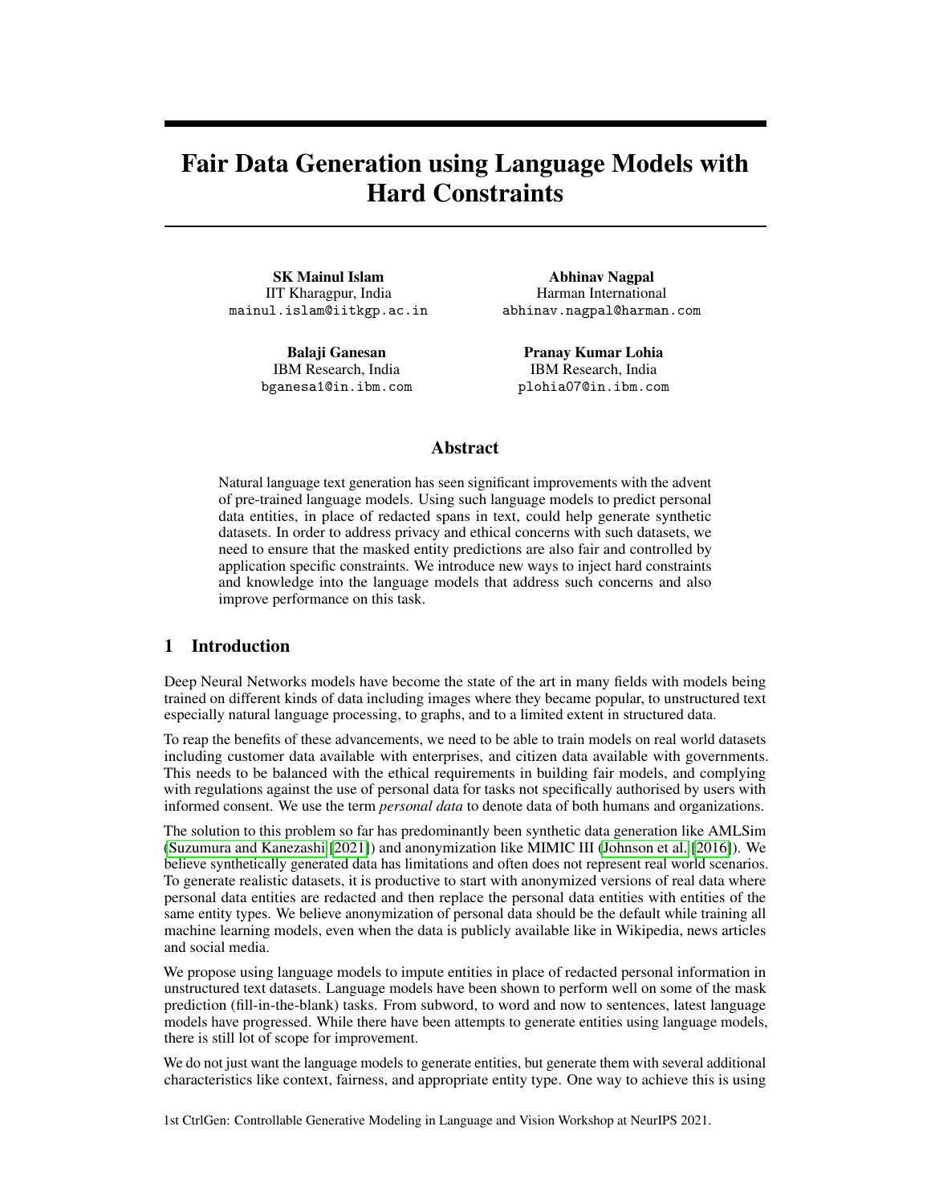# Fair Data Generation using Language Models with Hard Constraints

**SK Mainul Islam**
IIT Kharagpur, India
mainul.islam@iitkgp.ac.in

**Abhinav Nagpal**
Harman International
abhinav.nagpal@harman.com

**Balaji Ganesan**
IBM Research, India
bganesa1@in.ibm.com

**Pranay Kumar Lohia**
IBM Research, India
plohia07@in.ibm.com

## Abstract

Natural language text generation has seen significant improvements with the advent of pre-trained language models. Using such language models to predict personal data entities, in place of redacted spans in text, could help generate synthetic datasets. In order to address privacy and ethical concerns with such datasets, we need to ensure that the masked entity predictions are also fair and controlled by application specific constraints. We introduce new ways to inject hard constraints and knowledge into the language models that address such concerns and also improve performance on this task.

## 1 Introduction

Deep Neural Networks models have become the state of the art in many fields with models being trained on different kinds of data including images where they became popular, to unstructured text especially natural language processing, to graphs, and to a limited extent in structured data.

To reap the benefits of these advancements, we need to be able to train models on real world datasets including customer data available with enterprises, and citizen data available with governments. This needs to be balanced with the ethical requirements in building fair models, and complying with regulations against the use of personal data for tasks not specifically authorised by users with informed consent. We use the term *personal data* to denote data of both humans and organizations.

The solution to this problem so far has predominantly been synthetic data generation like AMLSim (Suzumura and Kanezashi [2021]) and anonymization like MIMIC III (Johnson et al. [2016]). We believe synthetically generated data has limitations and often does not represent real world scenarios. To generate realistic datasets, it is productive to start with anonymized versions of real data where personal data entities are redacted and then replace the personal data entities with entities of the same entity types. We believe anonymization of personal data should be the default while training all machine learning models, even when the data is publicly available like in Wikipedia, news articles and social media.

We propose using language models to impute entities in place of redacted personal information in unstructured text datasets. Language models have been shown to perform well on some of the mask prediction (fill-in-the-blank) tasks. From subword, to word and now to sentences, latest language models have progressed. While there have been attempts to generate entities using language models, there is still lot of scope for improvement.

We do not just want the language models to generate entities, but generate them with several additional characteristics like context, fairness, and appropriate entity type. One way to achieve this is using

1st CtrlGen: Controllable Generative Modeling in Language and Vision Workshop at NeurIPS 2021.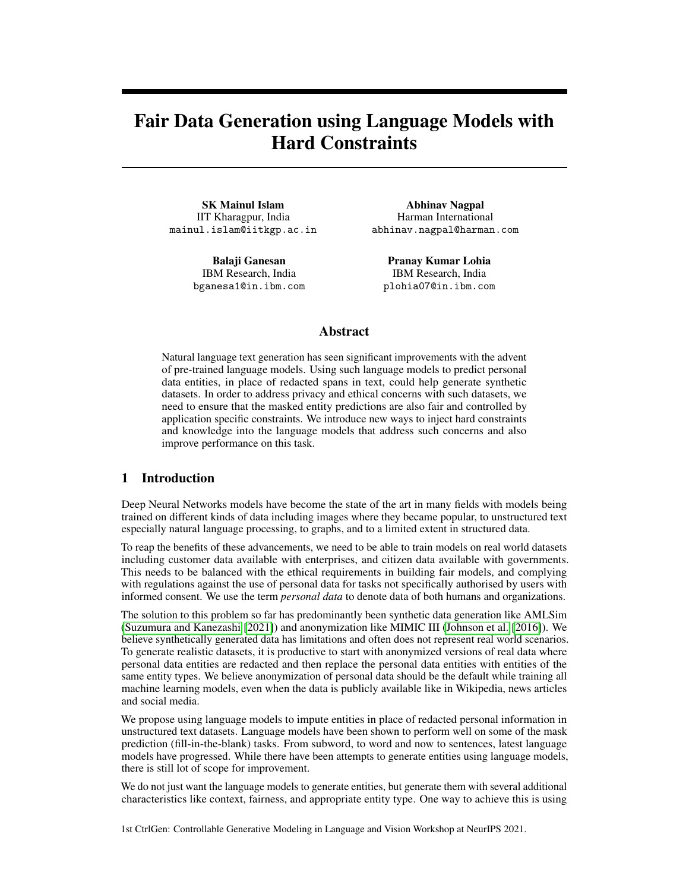# Fair Data Generation using Language Models with Hard Constraints

**SK Mainul Islam**
IIT Kharagpur, India
mainul.islam@iitkgp.ac.in

**Abhinav Nagpal**
Harman International
abhinav.nagpal@harman.com

**Balaji Ganesan**
IBM Research, India
bganesa1@in.ibm.com

**Pranay Kumar Lohia**
IBM Research, India
plohia07@in.ibm.com

## Abstract

Natural language text generation has seen significant improvements with the advent of pre-trained language models. Using such language models to predict personal data entities, in place of redacted spans in text, could help generate synthetic datasets. In order to address privacy and ethical concerns with such datasets, we need to ensure that the masked entity predictions are also fair and controlled by application specific constraints. We introduce new ways to inject hard constraints and knowledge into the language models that address such concerns and also improve performance on this task.

## 1 Introduction

Deep Neural Networks models have become the state of the art in many fields with models being trained on different kinds of data including images where they became popular, to unstructured text especially natural language processing, to graphs, and to a limited extent in structured data.

To reap the benefits of these advancements, we need to be able to train models on real world datasets including customer data available with enterprises, and citizen data available with governments. This needs to be balanced with the ethical requirements in building fair models, and complying with regulations against the use of personal data for tasks not specifically authorised by users with informed consent. We use the term *personal data* to denote data of both humans and organizations.

The solution to this problem so far has predominantly been synthetic data generation like AMLSim (Suzumura and Kanezashi [2021]) and anonymization like MIMIC III (Johnson et al. [2016]). We believe synthetically generated data has limitations and often does not represent real world scenarios. To generate realistic datasets, it is productive to start with anonymized versions of real data where personal data entities are redacted and then replace the personal data entities with entities of the same entity types. We believe anonymization of personal data should be the default while training all machine learning models, even when the data is publicly available like in Wikipedia, news articles and social media.

We propose using language models to impute entities in place of redacted personal information in unstructured text datasets. Language models have been shown to perform well on some of the mask prediction (fill-in-the-blank) tasks. From subword, to word and now to sentences, latest language models have progressed. While there have been attempts to generate entities using language models, there is still lot of scope for improvement.

We do not just want the language models to generate entities, but generate them with several additional characteristics like context, fairness, and appropriate entity type. One way to achieve this is using

1st CtrlGen: Controllable Generative Modeling in Language and Vision Workshop at NeurIPS 2021.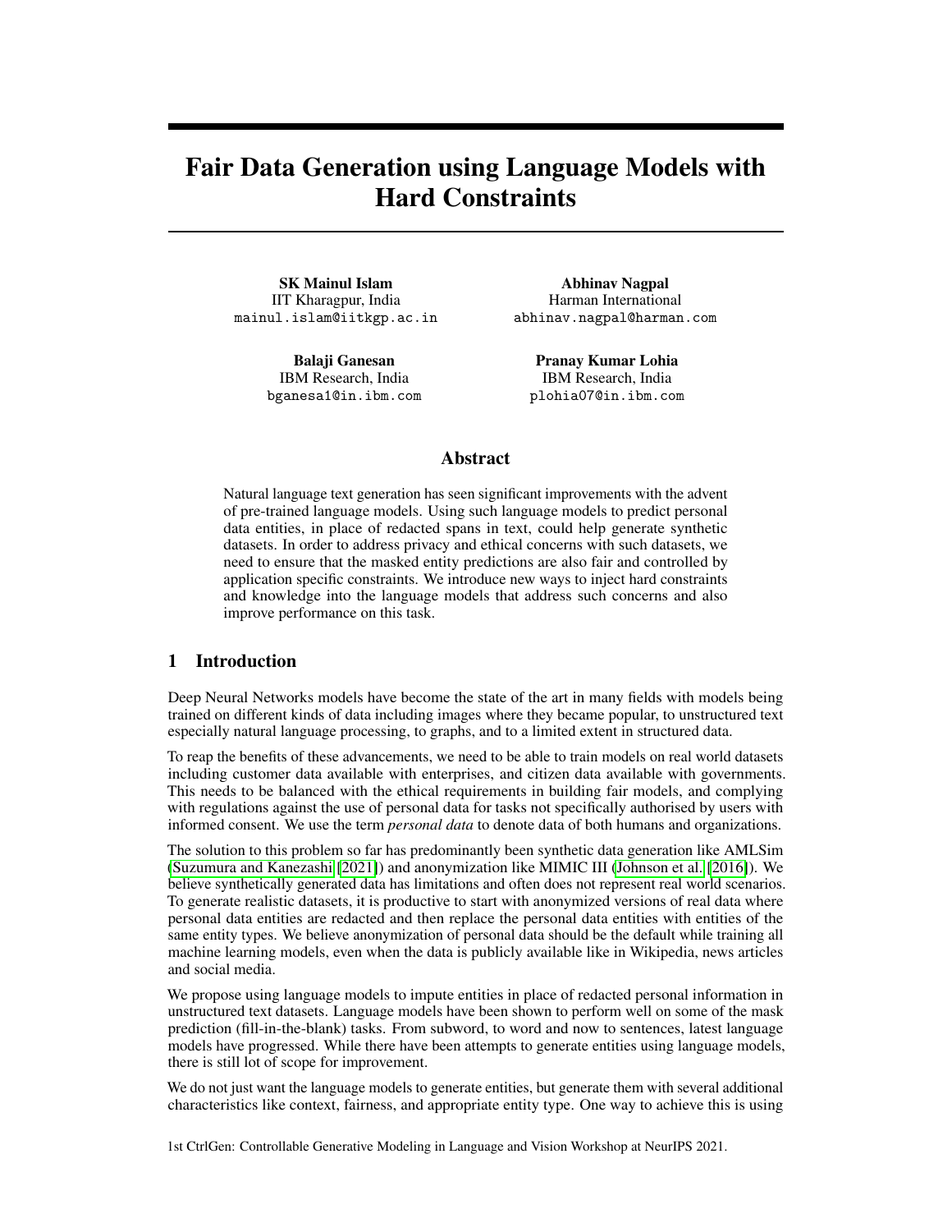# Fair Data Generation using Language Models with Hard Constraints

**SK Mainul Islam**
IIT Kharagpur, India
mainul.islam@iitkgp.ac.in

**Abhinav Nagpal**
Harman International
abhinav.nagpal@harman.com

**Balaji Ganesan**
IBM Research, India
bganesa1@in.ibm.com

**Pranay Kumar Lohia**
IBM Research, India
plohia07@in.ibm.com

## Abstract

Natural language text generation has seen significant improvements with the advent of pre-trained language models. Using such language models to predict personal data entities, in place of redacted spans in text, could help generate synthetic datasets. In order to address privacy and ethical concerns with such datasets, we need to ensure that the masked entity predictions are also fair and controlled by application specific constraints. We introduce new ways to inject hard constraints and knowledge into the language models that address such concerns and also improve performance on this task.

## 1 Introduction

Deep Neural Networks models have become the state of the art in many fields with models being trained on different kinds of data including images where they became popular, to unstructured text especially natural language processing, to graphs, and to a limited extent in structured data.

To reap the benefits of these advancements, we need to be able to train models on real world datasets including customer data available with enterprises, and citizen data available with governments. This needs to be balanced with the ethical requirements in building fair models, and complying with regulations against the use of personal data for tasks not specifically authorised by users with informed consent. We use the term *personal data* to denote data of both humans and organizations.

The solution to this problem so far has predominantly been synthetic data generation like AMLSim (Suzumura and Kanezashi [2021]) and anonymization like MIMIC III (Johnson et al. [2016]). We believe synthetically generated data has limitations and often does not represent real world scenarios. To generate realistic datasets, it is productive to start with anonymized versions of real data where personal data entities are redacted and then replace the personal data entities with entities of the same entity types. We believe anonymization of personal data should be the default while training all machine learning models, even when the data is publicly available like in Wikipedia, news articles and social media.

We propose using language models to impute entities in place of redacted personal information in unstructured text datasets. Language models have been shown to perform well on some of the mask prediction (fill-in-the-blank) tasks. From subword, to word and now to sentences, latest language models have progressed. While there have been attempts to generate entities using language models, there is still lot of scope for improvement.

We do not just want the language models to generate entities, but generate them with several additional characteristics like context, fairness, and appropriate entity type. One way to achieve this is using

1st CtrlGen: Controllable Generative Modeling in Language and Vision Workshop at NeurIPS 2021.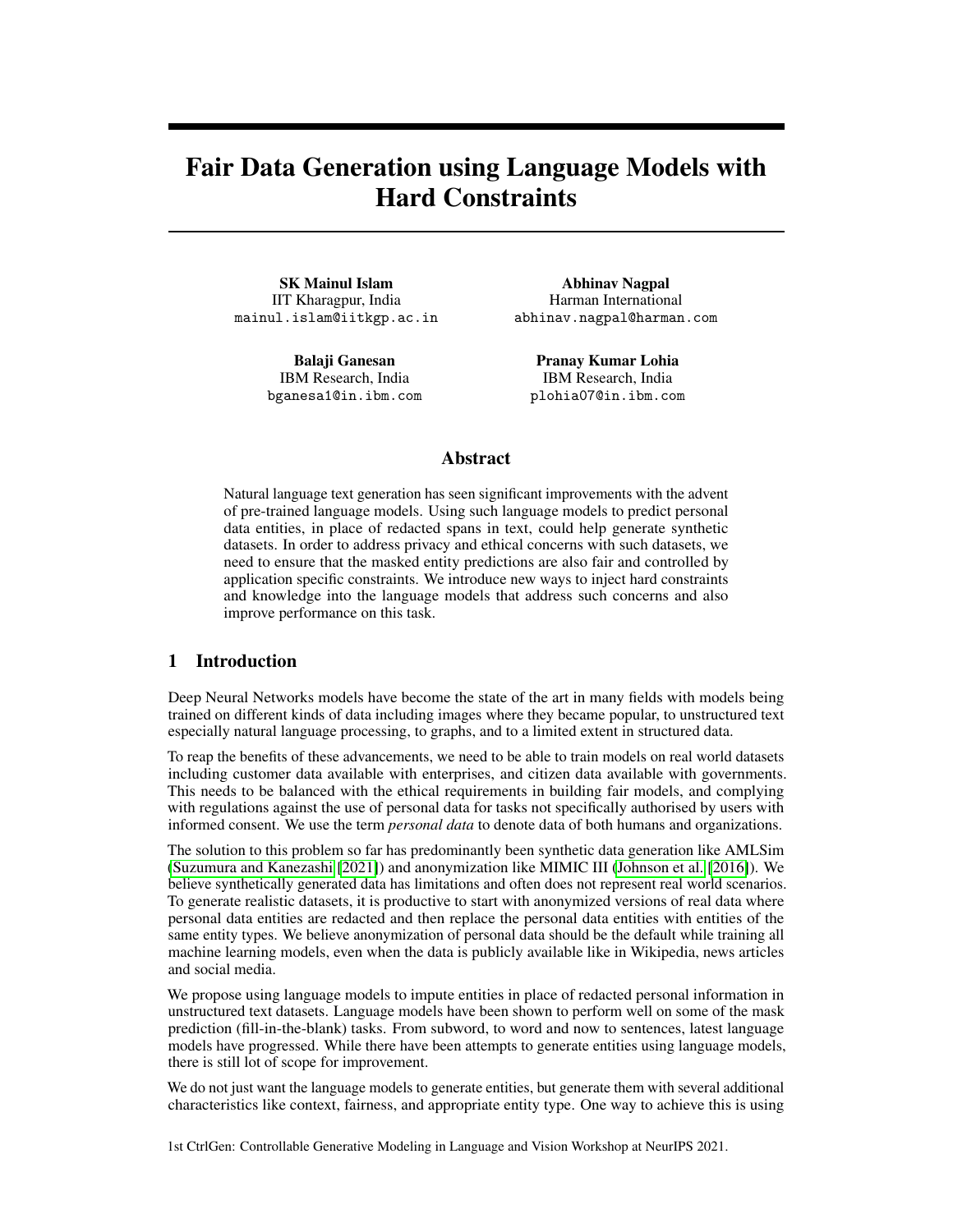# Fair Data Generation using Language Models with Hard Constraints

**SK Mainul Islam**
IIT Kharagpur, India
mainul.islam@iitkgp.ac.in

**Abhinav Nagpal**
Harman International
abhinav.nagpal@harman.com

**Balaji Ganesan**
IBM Research, India
bganesa1@in.ibm.com

**Pranay Kumar Lohia**
IBM Research, India
plohia07@in.ibm.com

## Abstract

Natural language text generation has seen significant improvements with the advent of pre-trained language models. Using such language models to predict personal data entities, in place of redacted spans in text, could help generate synthetic datasets. In order to address privacy and ethical concerns with such datasets, we need to ensure that the masked entity predictions are also fair and controlled by application specific constraints. We introduce new ways to inject hard constraints and knowledge into the language models that address such concerns and also improve performance on this task.

## 1 Introduction

Deep Neural Networks models have become the state of the art in many fields with models being trained on different kinds of data including images where they became popular, to unstructured text especially natural language processing, to graphs, and to a limited extent in structured data.

To reap the benefits of these advancements, we need to be able to train models on real world datasets including customer data available with enterprises, and citizen data available with governments. This needs to be balanced with the ethical requirements in building fair models, and complying with regulations against the use of personal data for tasks not specifically authorised by users with informed consent. We use the term *personal data* to denote data of both humans and organizations.

The solution to this problem so far has predominantly been synthetic data generation like AMLSim (Suzumura and Kanezashi [2021]) and anonymization like MIMIC III (Johnson et al. [2016]). We believe synthetically generated data has limitations and often does not represent real world scenarios. To generate realistic datasets, it is productive to start with anonymized versions of real data where personal data entities are redacted and then replace the personal data entities with entities of the same entity types. We believe anonymization of personal data should be the default while training all machine learning models, even when the data is publicly available like in Wikipedia, news articles and social media.

We propose using language models to impute entities in place of redacted personal information in unstructured text datasets. Language models have been shown to perform well on some of the mask prediction (fill-in-the-blank) tasks. From subword, to word and now to sentences, latest language models have progressed. While there have been attempts to generate entities using language models, there is still lot of scope for improvement.

We do not just want the language models to generate entities, but generate them with several additional characteristics like context, fairness, and appropriate entity type. One way to achieve this is using

1st CtrlGen: Controllable Generative Modeling in Language and Vision Workshop at NeurIPS 2021.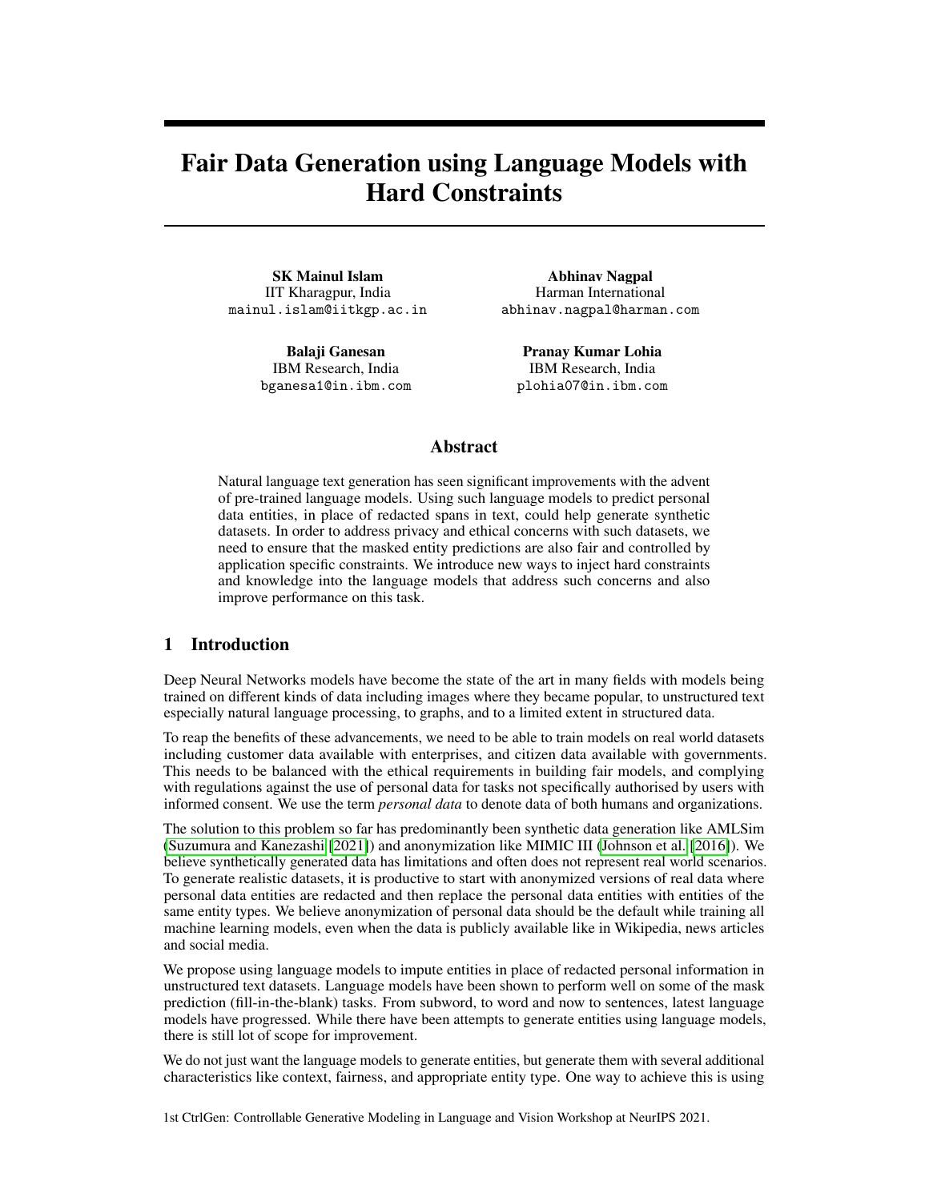# Fair Data Generation using Language Models with Hard Constraints

**SK Mainul Islam**
IIT Kharagpur, India
mainul.islam@iitkgp.ac.in

**Abhinav Nagpal**
Harman International
abhinav.nagpal@harman.com

**Balaji Ganesan**
IBM Research, India
bganesa1@in.ibm.com

**Pranay Kumar Lohia**
IBM Research, India
plohia07@in.ibm.com

## Abstract

Natural language text generation has seen significant improvements with the advent of pre-trained language models. Using such language models to predict personal data entities, in place of redacted spans in text, could help generate synthetic datasets. In order to address privacy and ethical concerns with such datasets, we need to ensure that the masked entity predictions are also fair and controlled by application specific constraints. We introduce new ways to inject hard constraints and knowledge into the language models that address such concerns and also improve performance on this task.

## 1 Introduction

Deep Neural Networks models have become the state of the art in many fields with models being trained on different kinds of data including images where they became popular, to unstructured text especially natural language processing, to graphs, and to a limited extent in structured data.

To reap the benefits of these advancements, we need to be able to train models on real world datasets including customer data available with enterprises, and citizen data available with governments. This needs to be balanced with the ethical requirements in building fair models, and complying with regulations against the use of personal data for tasks not specifically authorised by users with informed consent. We use the term *personal data* to denote data of both humans and organizations.

The solution to this problem so far has predominantly been synthetic data generation like AMLSim (Suzumura and Kanezashi [2021]) and anonymization like MIMIC III (Johnson et al. [2016]). We believe synthetically generated data has limitations and often does not represent real world scenarios. To generate realistic datasets, it is productive to start with anonymized versions of real data where personal data entities are redacted and then replace the personal data entities with entities of the same entity types. We believe anonymization of personal data should be the default while training all machine learning models, even when the data is publicly available like in Wikipedia, news articles and social media.

We propose using language models to impute entities in place of redacted personal information in unstructured text datasets. Language models have been shown to perform well on some of the mask prediction (fill-in-the-blank) tasks. From subword, to word and now to sentences, latest language models have progressed. While there have been attempts to generate entities using language models, there is still lot of scope for improvement.

We do not just want the language models to generate entities, but generate them with several additional characteristics like context, fairness, and appropriate entity type. One way to achieve this is using

1st CtrlGen: Controllable Generative Modeling in Language and Vision Workshop at NeurIPS 2021.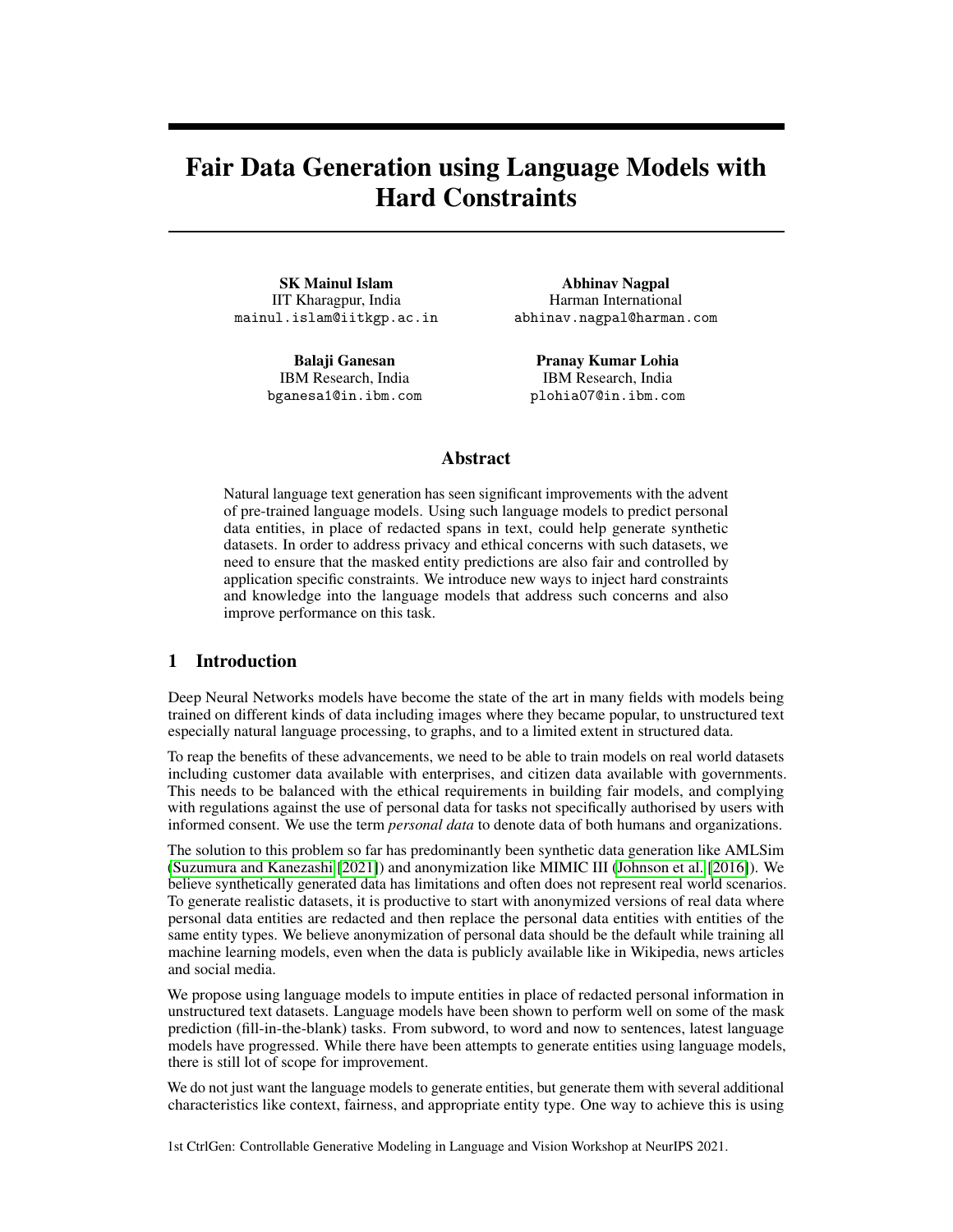# Fair Data Generation using Language Models with Hard Constraints

**SK Mainul Islam**
IIT Kharagpur, India
mainul.islam@iitkgp.ac.in

**Abhinav Nagpal**
Harman International
abhinav.nagpal@harman.com

**Balaji Ganesan**
IBM Research, India
bganesa1@in.ibm.com

**Pranay Kumar Lohia**
IBM Research, India
plohia07@in.ibm.com

## Abstract

Natural language text generation has seen significant improvements with the advent of pre-trained language models. Using such language models to predict personal data entities, in place of redacted spans in text, could help generate synthetic datasets. In order to address privacy and ethical concerns with such datasets, we need to ensure that the masked entity predictions are also fair and controlled by application specific constraints. We introduce new ways to inject hard constraints and knowledge into the language models that address such concerns and also improve performance on this task.

## 1 Introduction

Deep Neural Networks models have become the state of the art in many fields with models being trained on different kinds of data including images where they became popular, to unstructured text especially natural language processing, to graphs, and to a limited extent in structured data.

To reap the benefits of these advancements, we need to be able to train models on real world datasets including customer data available with enterprises, and citizen data available with governments. This needs to be balanced with the ethical requirements in building fair models, and complying with regulations against the use of personal data for tasks not specifically authorised by users with informed consent. We use the term *personal data* to denote data of both humans and organizations.

The solution to this problem so far has predominantly been synthetic data generation like AMLSim (Suzumura and Kanezashi [2021]) and anonymization like MIMIC III (Johnson et al. [2016]). We believe synthetically generated data has limitations and often does not represent real world scenarios. To generate realistic datasets, it is productive to start with anonymized versions of real data where personal data entities are redacted and then replace the personal data entities with entities of the same entity types. We believe anonymization of personal data should be the default while training all machine learning models, even when the data is publicly available like in Wikipedia, news articles and social media.

We propose using language models to impute entities in place of redacted personal information in unstructured text datasets. Language models have been shown to perform well on some of the mask prediction (fill-in-the-blank) tasks. From subword, to word and now to sentences, latest language models have progressed. While there have been attempts to generate entities using language models, there is still lot of scope for improvement.

We do not just want the language models to generate entities, but generate them with several additional characteristics like context, fairness, and appropriate entity type. One way to achieve this is using

1st CtrlGen: Controllable Generative Modeling in Language and Vision Workshop at NeurIPS 2021.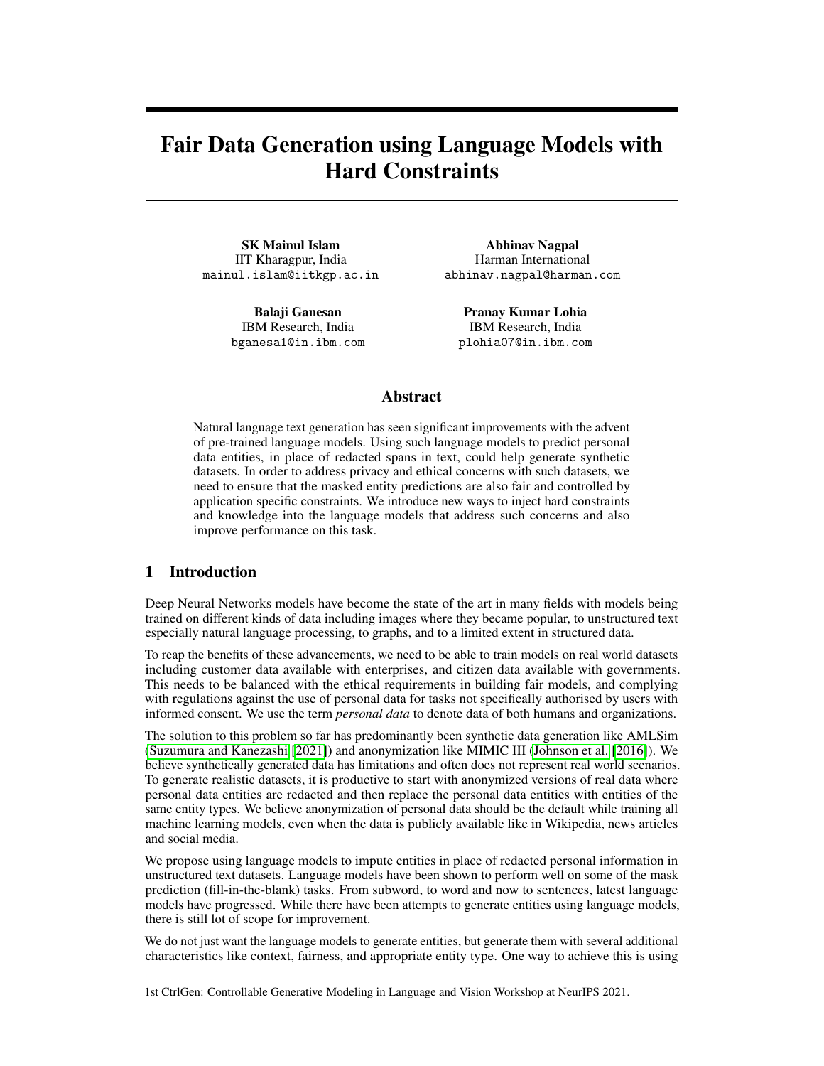# Fair Data Generation using Language Models with Hard Constraints

**SK Mainul Islam**
IIT Kharagpur, India
mainul.islam@iitkgp.ac.in

**Abhinav Nagpal**
Harman International
abhinav.nagpal@harman.com

**Balaji Ganesan**
IBM Research, India
bganesa1@in.ibm.com

**Pranay Kumar Lohia**
IBM Research, India
plohia07@in.ibm.com

## Abstract

Natural language text generation has seen significant improvements with the advent of pre-trained language models. Using such language models to predict personal data entities, in place of redacted spans in text, could help generate synthetic datasets. In order to address privacy and ethical concerns with such datasets, we need to ensure that the masked entity predictions are also fair and controlled by application specific constraints. We introduce new ways to inject hard constraints and knowledge into the language models that address such concerns and also improve performance on this task.

## 1 Introduction

Deep Neural Networks models have become the state of the art in many fields with models being trained on different kinds of data including images where they became popular, to unstructured text especially natural language processing, to graphs, and to a limited extent in structured data.

To reap the benefits of these advancements, we need to be able to train models on real world datasets including customer data available with enterprises, and citizen data available with governments. This needs to be balanced with the ethical requirements in building fair models, and complying with regulations against the use of personal data for tasks not specifically authorised by users with informed consent. We use the term *personal data* to denote data of both humans and organizations.

The solution to this problem so far has predominantly been synthetic data generation like AMLSim (Suzumura and Kanezashi [2021]) and anonymization like MIMIC III (Johnson et al. [2016]). We believe synthetically generated data has limitations and often does not represent real world scenarios. To generate realistic datasets, it is productive to start with anonymized versions of real data where personal data entities are redacted and then replace the personal data entities with entities of the same entity types. We believe anonymization of personal data should be the default while training all machine learning models, even when the data is publicly available like in Wikipedia, news articles and social media.

We propose using language models to impute entities in place of redacted personal information in unstructured text datasets. Language models have been shown to perform well on some of the mask prediction (fill-in-the-blank) tasks. From subword, to word and now to sentences, latest language models have progressed. While there have been attempts to generate entities using language models, there is still lot of scope for improvement.

We do not just want the language models to generate entities, but generate them with several additional characteristics like context, fairness, and appropriate entity type. One way to achieve this is using

1st CtrlGen: Controllable Generative Modeling in Language and Vision Workshop at NeurIPS 2021.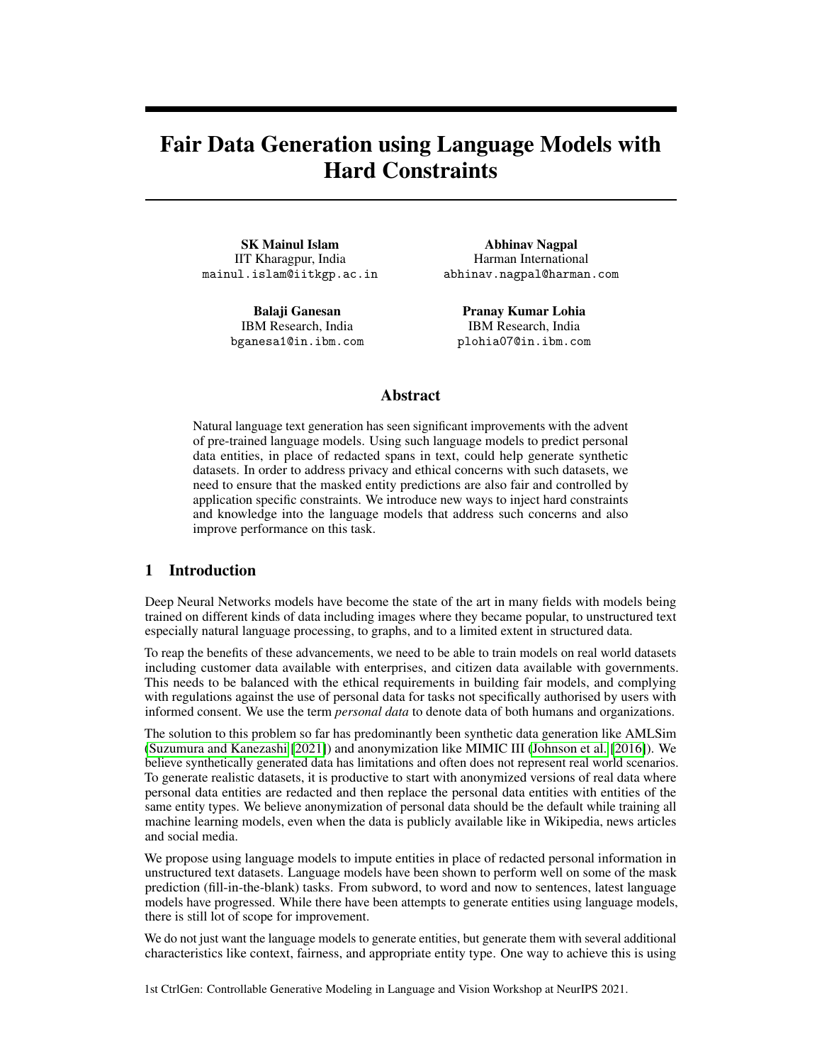# Fair Data Generation using Language Models with Hard Constraints

**SK Mainul Islam**
IIT Kharagpur, India
mainul.islam@iitkgp.ac.in

**Abhinav Nagpal**
Harman International
abhinav.nagpal@harman.com

**Balaji Ganesan**
IBM Research, India
bganesa1@in.ibm.com

**Pranay Kumar Lohia**
IBM Research, India
plohia07@in.ibm.com

## Abstract

Natural language text generation has seen significant improvements with the advent of pre-trained language models. Using such language models to predict personal data entities, in place of redacted spans in text, could help generate synthetic datasets. In order to address privacy and ethical concerns with such datasets, we need to ensure that the masked entity predictions are also fair and controlled by application specific constraints. We introduce new ways to inject hard constraints and knowledge into the language models that address such concerns and also improve performance on this task.

## 1 Introduction

Deep Neural Networks models have become the state of the art in many fields with models being trained on different kinds of data including images where they became popular, to unstructured text especially natural language processing, to graphs, and to a limited extent in structured data.

To reap the benefits of these advancements, we need to be able to train models on real world datasets including customer data available with enterprises, and citizen data available with governments. This needs to be balanced with the ethical requirements in building fair models, and complying with regulations against the use of personal data for tasks not specifically authorised by users with informed consent. We use the term *personal data* to denote data of both humans and organizations.

The solution to this problem so far has predominantly been synthetic data generation like AMLSim (Suzumura and Kanezashi [2021]) and anonymization like MIMIC III (Johnson et al. [2016]). We believe synthetically generated data has limitations and often does not represent real world scenarios. To generate realistic datasets, it is productive to start with anonymized versions of real data where personal data entities are redacted and then replace the personal data entities with entities of the same entity types. We believe anonymization of personal data should be the default while training all machine learning models, even when the data is publicly available like in Wikipedia, news articles and social media.

We propose using language models to impute entities in place of redacted personal information in unstructured text datasets. Language models have been shown to perform well on some of the mask prediction (fill-in-the-blank) tasks. From subword, to word and now to sentences, latest language models have progressed. While there have been attempts to generate entities using language models, there is still lot of scope for improvement.

We do not just want the language models to generate entities, but generate them with several additional characteristics like context, fairness, and appropriate entity type. One way to achieve this is using

1st CtrlGen: Controllable Generative Modeling in Language and Vision Workshop at NeurIPS 2021.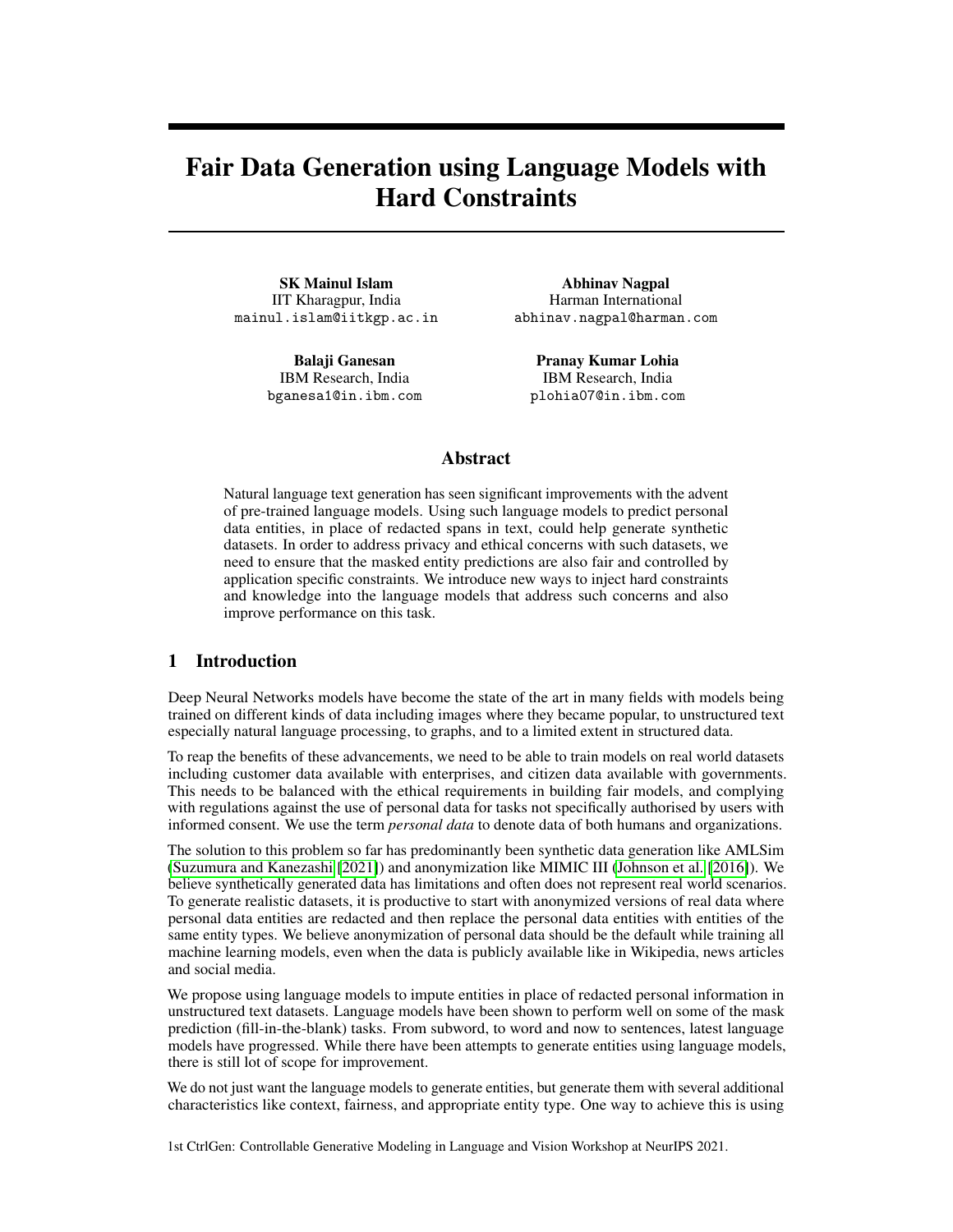# Fair Data Generation using Language Models with Hard Constraints

**SK Mainul Islam**
IIT Kharagpur, India
mainul.islam@iitkgp.ac.in

**Abhinav Nagpal**
Harman International
abhinav.nagpal@harman.com

**Balaji Ganesan**
IBM Research, India
bganesa1@in.ibm.com

**Pranay Kumar Lohia**
IBM Research, India
plohia07@in.ibm.com

## Abstract

Natural language text generation has seen significant improvements with the advent of pre-trained language models. Using such language models to predict personal data entities, in place of redacted spans in text, could help generate synthetic datasets. In order to address privacy and ethical concerns with such datasets, we need to ensure that the masked entity predictions are also fair and controlled by application specific constraints. We introduce new ways to inject hard constraints and knowledge into the language models that address such concerns and also improve performance on this task.

## 1 Introduction

Deep Neural Networks models have become the state of the art in many fields with models being trained on different kinds of data including images where they became popular, to unstructured text especially natural language processing, to graphs, and to a limited extent in structured data.

To reap the benefits of these advancements, we need to be able to train models on real world datasets including customer data available with enterprises, and citizen data available with governments. This needs to be balanced with the ethical requirements in building fair models, and complying with regulations against the use of personal data for tasks not specifically authorised by users with informed consent. We use the term *personal data* to denote data of both humans and organizations.

The solution to this problem so far has predominantly been synthetic data generation like AMLSim (Suzumura and Kanezashi [2021]) and anonymization like MIMIC III (Johnson et al. [2016]). We believe synthetically generated data has limitations and often does not represent real world scenarios. To generate realistic datasets, it is productive to start with anonymized versions of real data where personal data entities are redacted and then replace the personal data entities with entities of the same entity types. We believe anonymization of personal data should be the default while training all machine learning models, even when the data is publicly available like in Wikipedia, news articles and social media.

We propose using language models to impute entities in place of redacted personal information in unstructured text datasets. Language models have been shown to perform well on some of the mask prediction (fill-in-the-blank) tasks. From subword, to word and now to sentences, latest language models have progressed. While there have been attempts to generate entities using language models, there is still lot of scope for improvement.

We do not just want the language models to generate entities, but generate them with several additional characteristics like context, fairness, and appropriate entity type. One way to achieve this is using

1st CtrlGen: Controllable Generative Modeling in Language and Vision Workshop at NeurIPS 2021.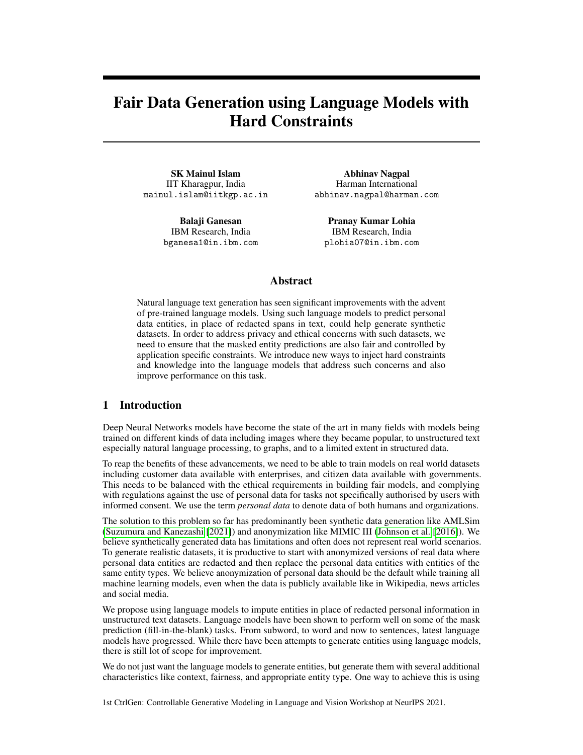# Fair Data Generation using Language Models with Hard Constraints

**SK Mainul Islam**
IIT Kharagpur, India
mainul.islam@iitkgp.ac.in

**Abhinav Nagpal**
Harman International
abhinav.nagpal@harman.com

**Balaji Ganesan**
IBM Research, India
bganesa1@in.ibm.com

**Pranay Kumar Lohia**
IBM Research, India
plohia07@in.ibm.com

## Abstract

Natural language text generation has seen significant improvements with the advent of pre-trained language models. Using such language models to predict personal data entities, in place of redacted spans in text, could help generate synthetic datasets. In order to address privacy and ethical concerns with such datasets, we need to ensure that the masked entity predictions are also fair and controlled by application specific constraints. We introduce new ways to inject hard constraints and knowledge into the language models that address such concerns and also improve performance on this task.

## 1 Introduction

Deep Neural Networks models have become the state of the art in many fields with models being trained on different kinds of data including images where they became popular, to unstructured text especially natural language processing, to graphs, and to a limited extent in structured data.

To reap the benefits of these advancements, we need to be able to train models on real world datasets including customer data available with enterprises, and citizen data available with governments. This needs to be balanced with the ethical requirements in building fair models, and complying with regulations against the use of personal data for tasks not specifically authorised by users with informed consent. We use the term *personal data* to denote data of both humans and organizations.

The solution to this problem so far has predominantly been synthetic data generation like AMLSim (Suzumura and Kanezashi [2021]) and anonymization like MIMIC III (Johnson et al. [2016]). We believe synthetically generated data has limitations and often does not represent real world scenarios. To generate realistic datasets, it is productive to start with anonymized versions of real data where personal data entities are redacted and then replace the personal data entities with entities of the same entity types. We believe anonymization of personal data should be the default while training all machine learning models, even when the data is publicly available like in Wikipedia, news articles and social media.

We propose using language models to impute entities in place of redacted personal information in unstructured text datasets. Language models have been shown to perform well on some of the mask prediction (fill-in-the-blank) tasks. From subword, to word and now to sentences, latest language models have progressed. While there have been attempts to generate entities using language models, there is still lot of scope for improvement.

We do not just want the language models to generate entities, but generate them with several additional characteristics like context, fairness, and appropriate entity type. One way to achieve this is using

1st CtrlGen: Controllable Generative Modeling in Language and Vision Workshop at NeurIPS 2021.